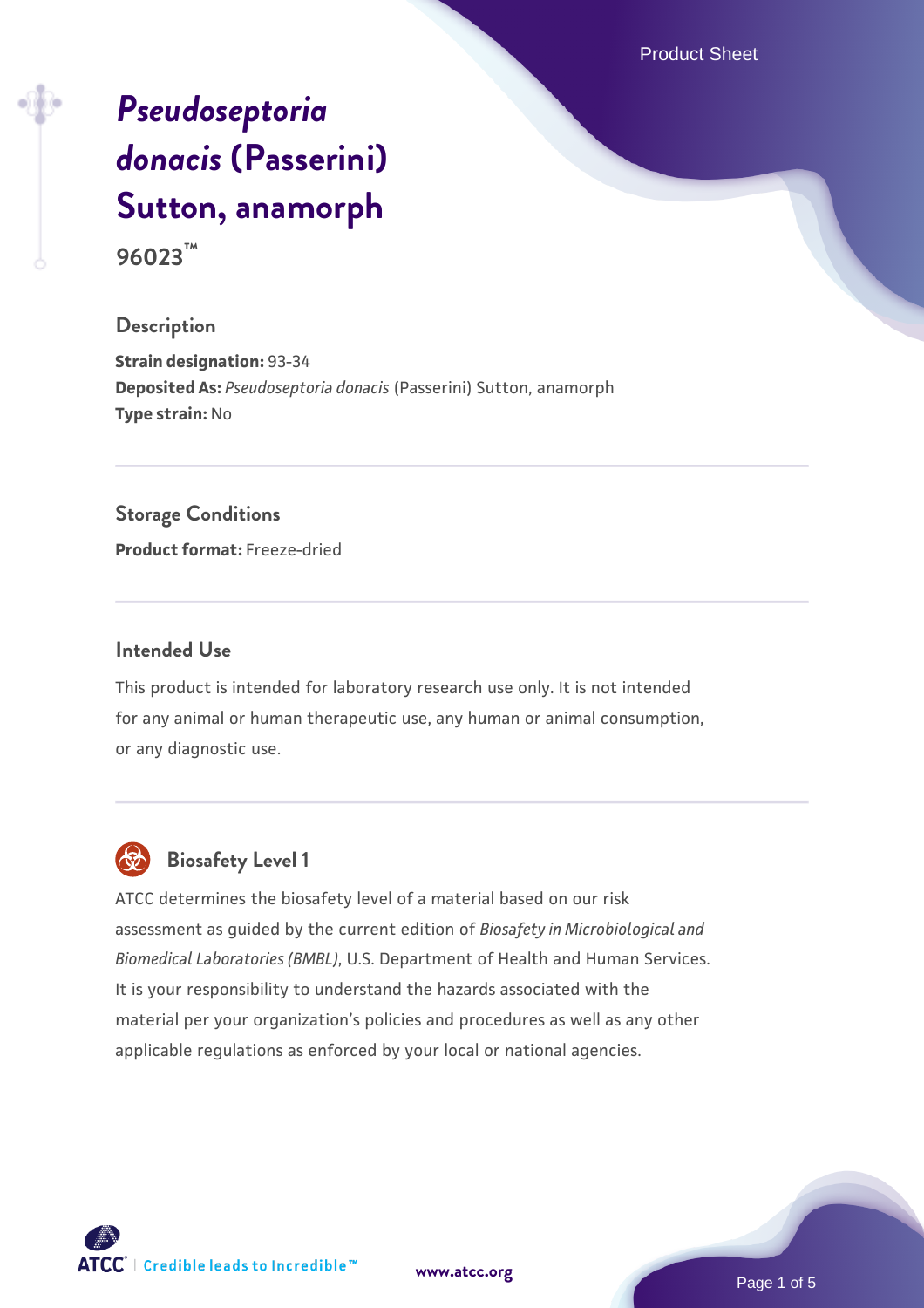# *Pseudoseptoria donacis* (Passerini) Sutton, anamorph

**96023™**

## Description

**Strain designation:** 93-34
**Deposited As:** *Pseudoseptoria donacis* (Passerini) Sutton, anamorph
**Type strain:** No

## Storage Conditions

**Product format:** Freeze-dried

## Intended Use

This product is intended for laboratory research use only. It is not intended for any animal or human therapeutic use, any human or animal consumption, or any diagnostic use.

## Biosafety Level 1

ATCC determines the biosafety level of a material based on our risk assessment as guided by the current edition of *Biosafety in Microbiological and Biomedical Laboratories (BMBL)*, U.S. Department of Health and Human Services. It is your responsibility to understand the hazards associated with the material per your organization's policies and procedures as well as any other applicable regulations as enforced by your local or national agencies.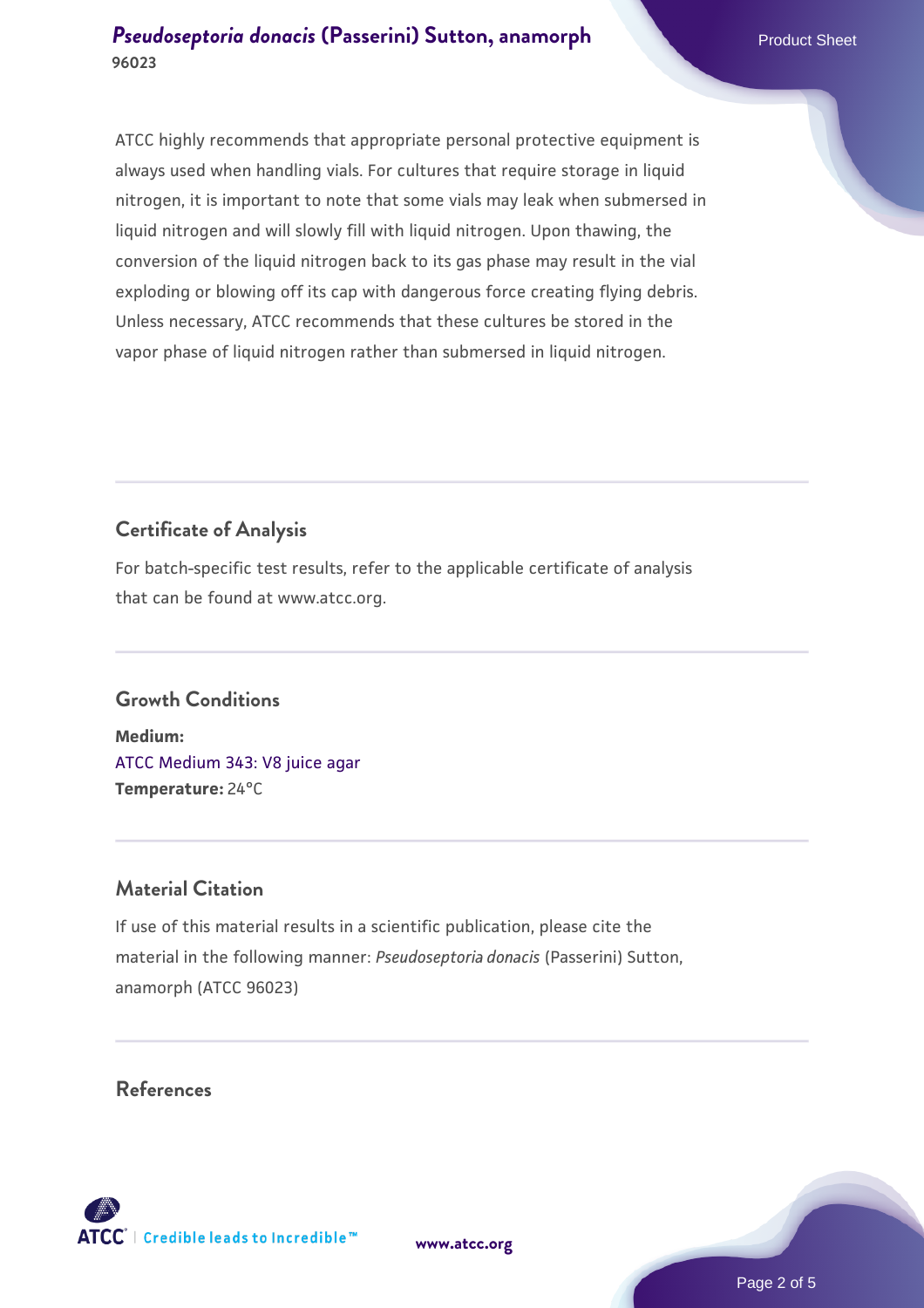ATCC highly recommends that appropriate personal protective equipment is always used when handling vials. For cultures that require storage in liquid nitrogen, it is important to note that some vials may leak when submersed in liquid nitrogen and will slowly fill with liquid nitrogen. Upon thawing, the conversion of the liquid nitrogen back to its gas phase may result in the vial exploding or blowing off its cap with dangerous force creating flying debris. Unless necessary, ATCC recommends that these cultures be stored in the vapor phase of liquid nitrogen rather than submersed in liquid nitrogen.

## Certificate of Analysis

For batch-specific test results, refer to the applicable certificate of analysis that can be found at www.atcc.org.

## Growth Conditions

**Medium:**
ATCC Medium 343: V8 juice agar
**Temperature:** 24°C

## Material Citation

If use of this material results in a scientific publication, please cite the material in the following manner: *Pseudoseptoria donacis* (Passerini) Sutton, anamorph (ATCC 96023)

## References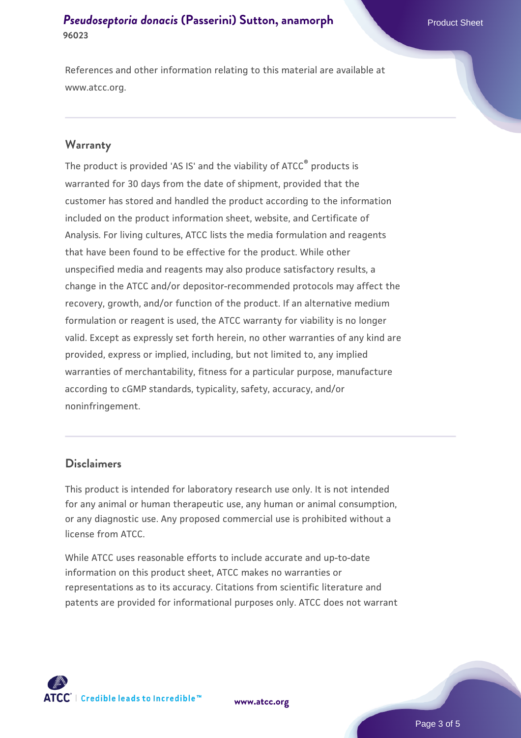References and other information relating to this material are available at www.atcc.org.

## Warranty

The product is provided 'AS IS' and the viability of ATCC® products is warranted for 30 days from the date of shipment, provided that the customer has stored and handled the product according to the information included on the product information sheet, website, and Certificate of Analysis. For living cultures, ATCC lists the media formulation and reagents that have been found to be effective for the product. While other unspecified media and reagents may also produce satisfactory results, a change in the ATCC and/or depositor-recommended protocols may affect the recovery, growth, and/or function of the product. If an alternative medium formulation or reagent is used, the ATCC warranty for viability is no longer valid. Except as expressly set forth herein, no other warranties of any kind are provided, express or implied, including, but not limited to, any implied warranties of merchantability, fitness for a particular purpose, manufacture according to cGMP standards, typicality, safety, accuracy, and/or noninfringement.

## Disclaimers

This product is intended for laboratory research use only. It is not intended for any animal or human therapeutic use, any human or animal consumption, or any diagnostic use. Any proposed commercial use is prohibited without a license from ATCC.

While ATCC uses reasonable efforts to include accurate and up-to-date information on this product sheet, ATCC makes no warranties or representations as to its accuracy. Citations from scientific literature and patents are provided for informational purposes only. ATCC does not warrant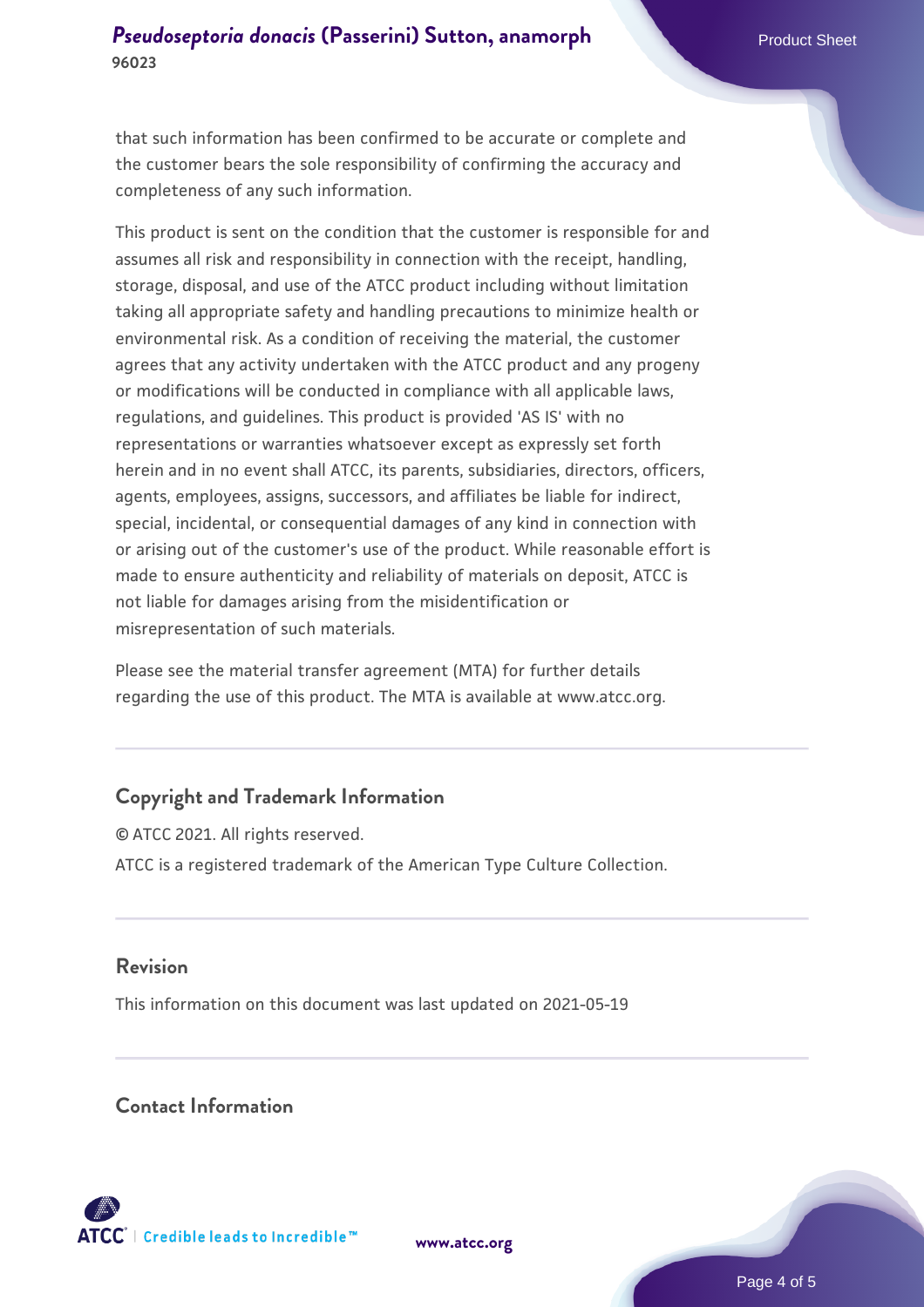that such information has been confirmed to be accurate or complete and the customer bears the sole responsibility of confirming the accuracy and completeness of any such information.

This product is sent on the condition that the customer is responsible for and assumes all risk and responsibility in connection with the receipt, handling, storage, disposal, and use of the ATCC product including without limitation taking all appropriate safety and handling precautions to minimize health or environmental risk. As a condition of receiving the material, the customer agrees that any activity undertaken with the ATCC product and any progeny or modifications will be conducted in compliance with all applicable laws, regulations, and guidelines. This product is provided 'AS IS' with no representations or warranties whatsoever except as expressly set forth herein and in no event shall ATCC, its parents, subsidiaries, directors, officers, agents, employees, assigns, successors, and affiliates be liable for indirect, special, incidental, or consequential damages of any kind in connection with or arising out of the customer's use of the product. While reasonable effort is made to ensure authenticity and reliability of materials on deposit, ATCC is not liable for damages arising from the misidentification or misrepresentation of such materials.

Please see the material transfer agreement (MTA) for further details regarding the use of this product. The MTA is available at www.atcc.org.

## Copyright and Trademark Information

© ATCC 2021. All rights reserved.

ATCC is a registered trademark of the American Type Culture Collection.

## Revision

This information on this document was last updated on 2021-05-19

## Contact Information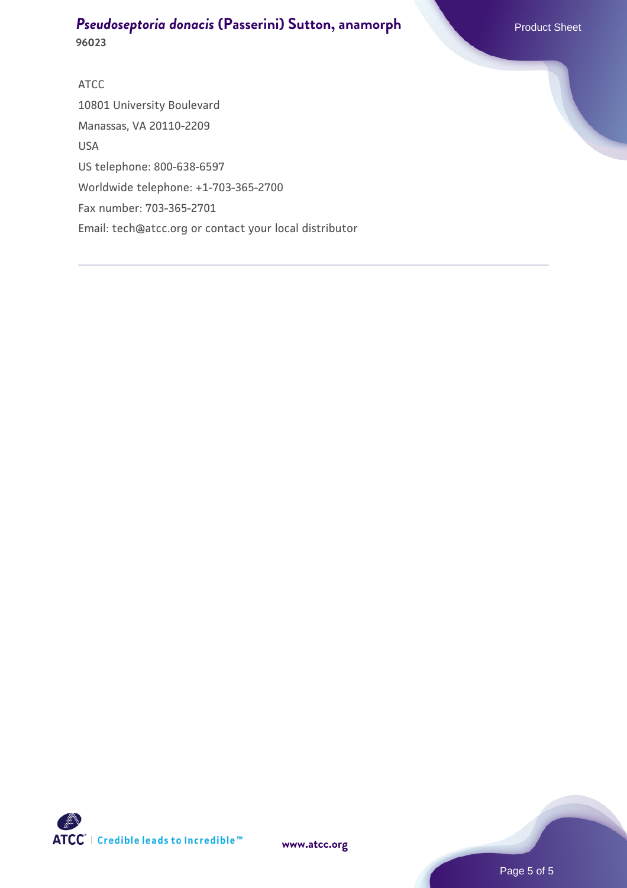ATCC

10801 University Boulevard

Manassas, VA 20110-2209

USA

US telephone: 800-638-6597

Worldwide telephone: +1-703-365-2700

Fax number: 703-365-2701

Email: tech@atcc.org or contact your local distributor